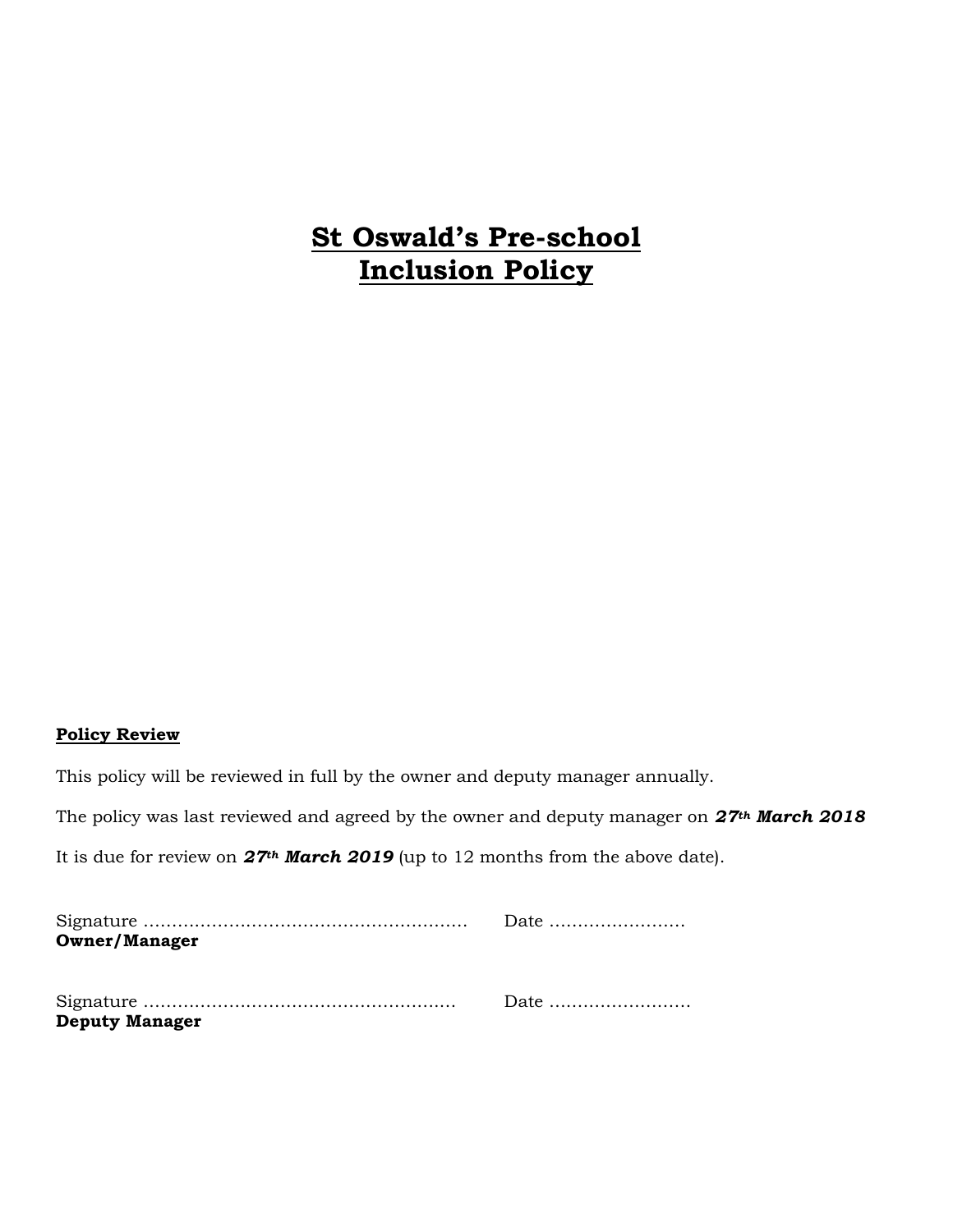# St Oswald's Pre-school
# Inclusion Policy

**Policy Review**

This policy will be reviewed in full by the owner and deputy manager annually.

The policy was last reviewed and agreed by the owner and deputy manager on ***27th March 2018***

It is due for review on ***27th March 2019*** (up to 12 months from the above date).

Signature ………………………………………………… Date ……………………
**Owner/Manager**

Signature ……………………………………………… Date ……………………
**Deputy Manager**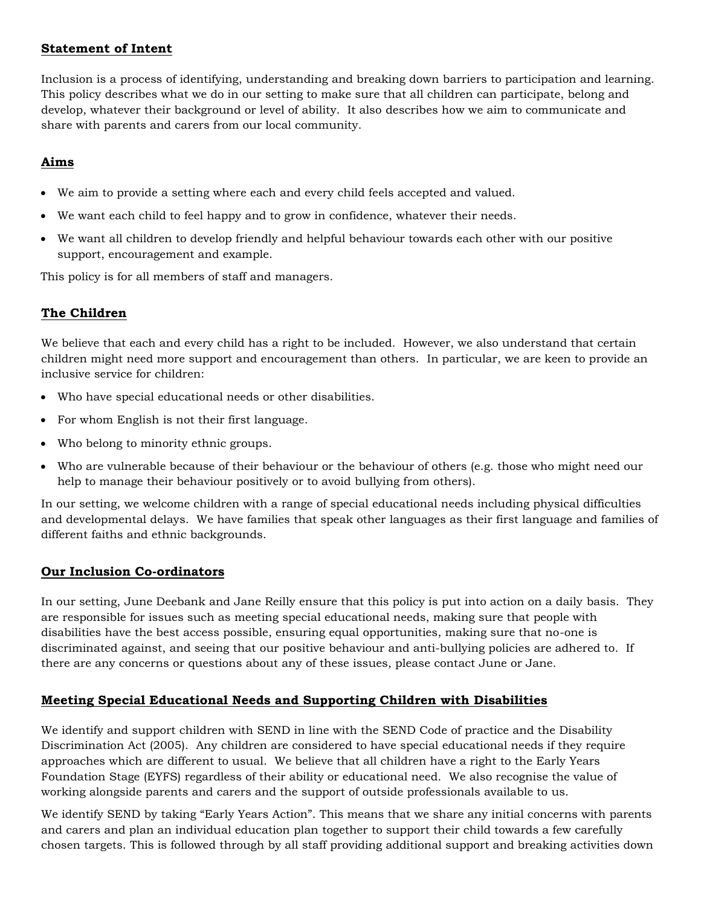## Statement of Intent

Inclusion is a process of identifying, understanding and breaking down barriers to participation and learning. This policy describes what we do in our setting to make sure that all children can participate, belong and develop, whatever their background or level of ability. It also describes how we aim to communicate and share with parents and carers from our local community.

## Aims

- We aim to provide a setting where each and every child feels accepted and valued.
- We want each child to feel happy and to grow in confidence, whatever their needs.
- We want all children to develop friendly and helpful behaviour towards each other with our positive support, encouragement and example.

This policy is for all members of staff and managers.

## The Children

We believe that each and every child has a right to be included. However, we also understand that certain children might need more support and encouragement than others. In particular, we are keen to provide an inclusive service for children:

- Who have special educational needs or other disabilities.
- For whom English is not their first language.
- Who belong to minority ethnic groups.
- Who are vulnerable because of their behaviour or the behaviour of others (e.g. those who might need our help to manage their behaviour positively or to avoid bullying from others).

In our setting, we welcome children with a range of special educational needs including physical difficulties and developmental delays. We have families that speak other languages as their first language and families of different faiths and ethnic backgrounds.

## Our Inclusion Co-ordinators

In our setting, June Deebank and Jane Reilly ensure that this policy is put into action on a daily basis. They are responsible for issues such as meeting special educational needs, making sure that people with disabilities have the best access possible, ensuring equal opportunities, making sure that no-one is discriminated against, and seeing that our positive behaviour and anti-bullying policies are adhered to. If there are any concerns or questions about any of these issues, please contact June or Jane.

## Meeting Special Educational Needs and Supporting Children with Disabilities

We identify and support children with SEND in line with the SEND Code of practice and the Disability Discrimination Act (2005). Any children are considered to have special educational needs if they require approaches which are different to usual. We believe that all children have a right to the Early Years Foundation Stage (EYFS) regardless of their ability or educational need. We also recognise the value of working alongside parents and carers and the support of outside professionals available to us.

We identify SEND by taking "Early Years Action". This means that we share any initial concerns with parents and carers and plan an individual education plan together to support their child towards a few carefully chosen targets. This is followed through by all staff providing additional support and breaking activities down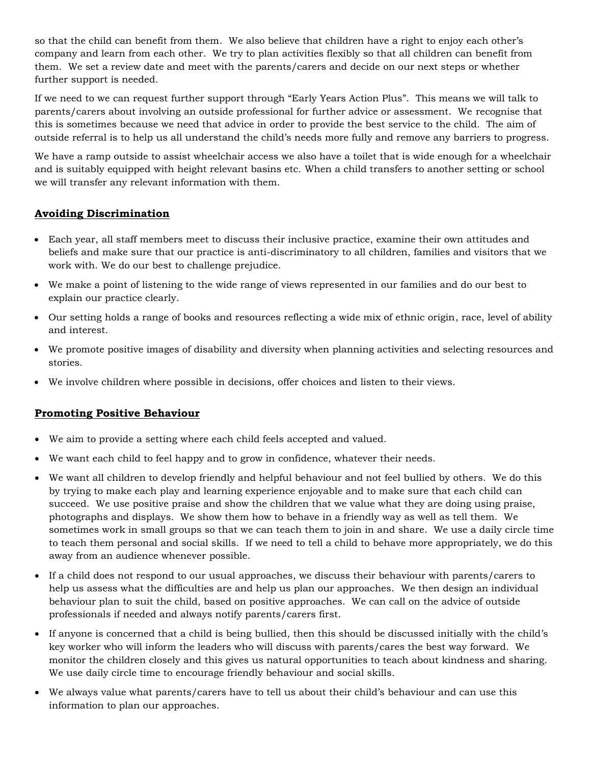so that the child can benefit from them. We also believe that children have a right to enjoy each other's company and learn from each other. We try to plan activities flexibly so that all children can benefit from them. We set a review date and meet with the parents/carers and decide on our next steps or whether further support is needed.

If we need to we can request further support through "Early Years Action Plus". This means we will talk to parents/carers about involving an outside professional for further advice or assessment. We recognise that this is sometimes because we need that advice in order to provide the best service to the child. The aim of outside referral is to help us all understand the child's needs more fully and remove any barriers to progress.

We have a ramp outside to assist wheelchair access we also have a toilet that is wide enough for a wheelchair and is suitably equipped with height relevant basins etc. When a child transfers to another setting or school we will transfer any relevant information with them.

## **Avoiding Discrimination**

- Each year, all staff members meet to discuss their inclusive practice, examine their own attitudes and beliefs and make sure that our practice is anti-discriminatory to all children, families and visitors that we work with. We do our best to challenge prejudice.
- We make a point of listening to the wide range of views represented in our families and do our best to explain our practice clearly.
- Our setting holds a range of books and resources reflecting a wide mix of ethnic origin, race, level of ability and interest.
- We promote positive images of disability and diversity when planning activities and selecting resources and stories.
- We involve children where possible in decisions, offer choices and listen to their views.

## **Promoting Positive Behaviour**

- We aim to provide a setting where each child feels accepted and valued.
- We want each child to feel happy and to grow in confidence, whatever their needs.
- We want all children to develop friendly and helpful behaviour and not feel bullied by others. We do this by trying to make each play and learning experience enjoyable and to make sure that each child can succeed. We use positive praise and show the children that we value what they are doing using praise, photographs and displays. We show them how to behave in a friendly way as well as tell them. We sometimes work in small groups so that we can teach them to join in and share. We use a daily circle time to teach them personal and social skills. If we need to tell a child to behave more appropriately, we do this away from an audience whenever possible.
- If a child does not respond to our usual approaches, we discuss their behaviour with parents/carers to help us assess what the difficulties are and help us plan our approaches. We then design an individual behaviour plan to suit the child, based on positive approaches. We can call on the advice of outside professionals if needed and always notify parents/carers first.
- If anyone is concerned that a child is being bullied, then this should be discussed initially with the child's key worker who will inform the leaders who will discuss with parents/cares the best way forward. We monitor the children closely and this gives us natural opportunities to teach about kindness and sharing. We use daily circle time to encourage friendly behaviour and social skills.
- We always value what parents/carers have to tell us about their child's behaviour and can use this information to plan our approaches.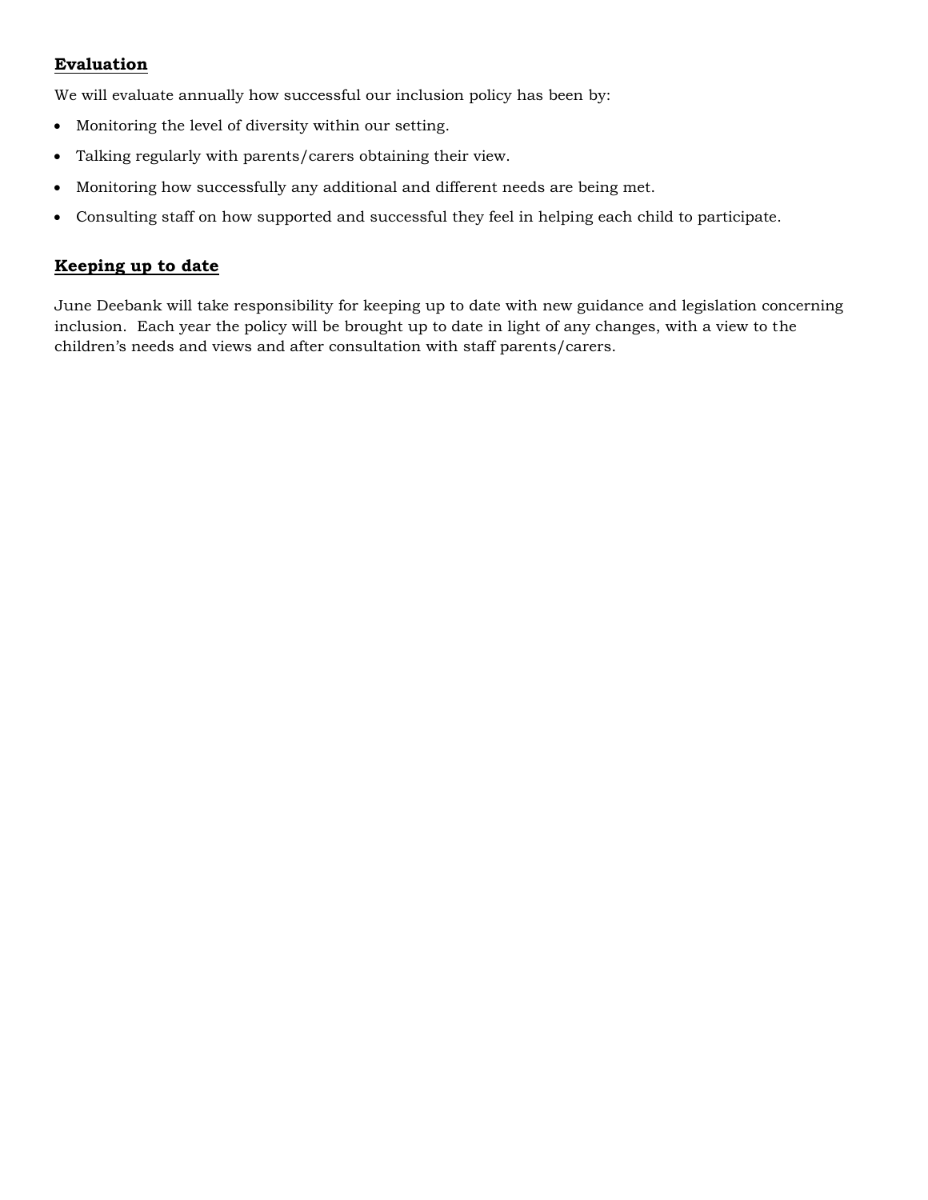## **Evaluation**

We will evaluate annually how successful our inclusion policy has been by:

- Monitoring the level of diversity within our setting.
- Talking regularly with parents/carers obtaining their view.
- Monitoring how successfully any additional and different needs are being met.
- Consulting staff on how supported and successful they feel in helping each child to participate.

## **Keeping up to date**

June Deebank will take responsibility for keeping up to date with new guidance and legislation concerning inclusion. Each year the policy will be brought up to date in light of any changes, with a view to the children's needs and views and after consultation with staff parents/carers.